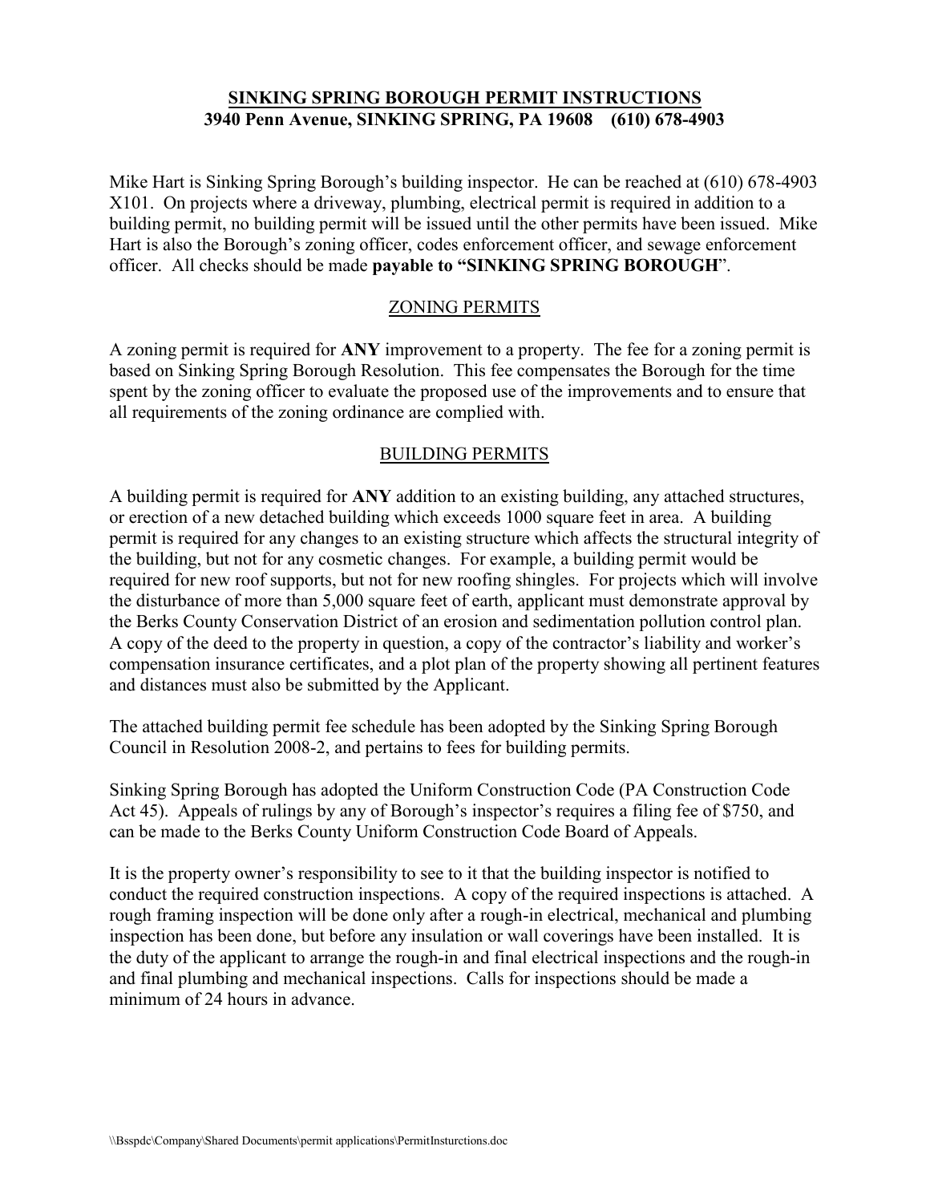# SINKING SPRING BOROUGH PERMIT INSTRUCTIONS
## 3940 Penn Avenue, SINKING SPRING, PA 19608 (610) 678-4903

Mike Hart is Sinking Spring Borough's building inspector. He can be reached at (610) 678-4903 X101. On projects where a driveway, plumbing, electrical permit is required in addition to a building permit, no building permit will be issued until the other permits have been issued. Mike Hart is also the Borough's zoning officer, codes enforcement officer, and sewage enforcement officer. All checks should be made **payable to "SINKING SPRING BOROUGH**".

## ZONING PERMITS

A zoning permit is required for **ANY** improvement to a property. The fee for a zoning permit is based on Sinking Spring Borough Resolution. This fee compensates the Borough for the time spent by the zoning officer to evaluate the proposed use of the improvements and to ensure that all requirements of the zoning ordinance are complied with.

## BUILDING PERMITS

A building permit is required for **ANY** addition to an existing building, any attached structures, or erection of a new detached building which exceeds 1000 square feet in area. A building permit is required for any changes to an existing structure which affects the structural integrity of the building, but not for any cosmetic changes. For example, a building permit would be required for new roof supports, but not for new roofing shingles. For projects which will involve the disturbance of more than 5,000 square feet of earth, applicant must demonstrate approval by the Berks County Conservation District of an erosion and sedimentation pollution control plan. A copy of the deed to the property in question, a copy of the contractor's liability and worker's compensation insurance certificates, and a plot plan of the property showing all pertinent features and distances must also be submitted by the Applicant.

The attached building permit fee schedule has been adopted by the Sinking Spring Borough Council in Resolution 2008-2, and pertains to fees for building permits.

Sinking Spring Borough has adopted the Uniform Construction Code (PA Construction Code Act 45). Appeals of rulings by any of Borough's inspector's requires a filing fee of $750, and can be made to the Berks County Uniform Construction Code Board of Appeals.

It is the property owner's responsibility to see to it that the building inspector is notified to conduct the required construction inspections. A copy of the required inspections is attached. A rough framing inspection will be done only after a rough-in electrical, mechanical and plumbing inspection has been done, but before any insulation or wall coverings have been installed. It is the duty of the applicant to arrange the rough-in and final electrical inspections and the rough-in and final plumbing and mechanical inspections. Calls for inspections should be made a minimum of 24 hours in advance.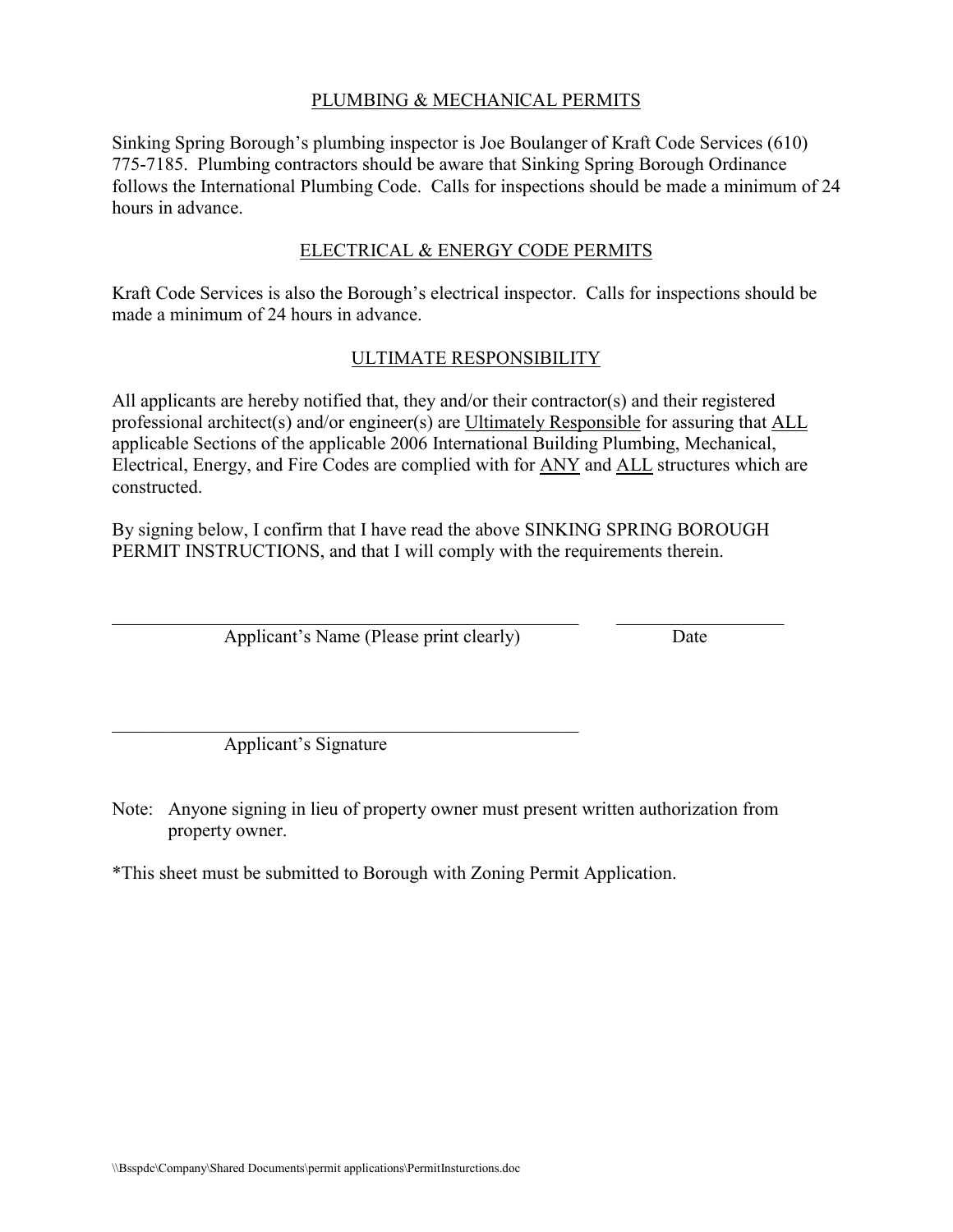## PLUMBING & MECHANICAL PERMITS

Sinking Spring Borough's plumbing inspector is Joe Boulanger of Kraft Code Services (610) 775-7185. Plumbing contractors should be aware that Sinking Spring Borough Ordinance follows the International Plumbing Code. Calls for inspections should be made a minimum of 24 hours in advance.

## ELECTRICAL & ENERGY CODE PERMITS

Kraft Code Services is also the Borough's electrical inspector. Calls for inspections should be made a minimum of 24 hours in advance.

## ULTIMATE RESPONSIBILITY

All applicants are hereby notified that, they and/or their contractor(s) and their registered professional architect(s) and/or engineer(s) are Ultimately Responsible for assuring that ALL applicable Sections of the applicable 2006 International Building Plumbing, Mechanical, Electrical, Energy, and Fire Codes are complied with for ANY and ALL structures which are constructed.

By signing below, I confirm that I have read the above SINKING SPRING BOROUGH PERMIT INSTRUCTIONS, and that I will comply with the requirements therein.

\_\_\_\_\_\_\_\_\_\_\_\_\_\_\_\_\_\_\_\_\_\_\_\_\_\_\_\_\_\_\_\_\_\_\_\_\_\_\_\_\_\_\_\_ \_\_\_\_\_\_\_\_\_\_\_\_\_\_\_\_
Applicant's Name (Please print clearly) Date

\_\_\_\_\_\_\_\_\_\_\_\_\_\_\_\_\_\_\_\_\_\_\_\_\_\_\_\_\_\_\_\_\_\_\_\_\_\_\_\_\_\_\_\_
Applicant's Signature

Note: Anyone signing in lieu of property owner must present written authorization from property owner.

*This sheet must be submitted to Borough with Zoning Permit Application.

\\Bsspdc\Company\Shared Documents\permit applications\PermitInsturctions.doc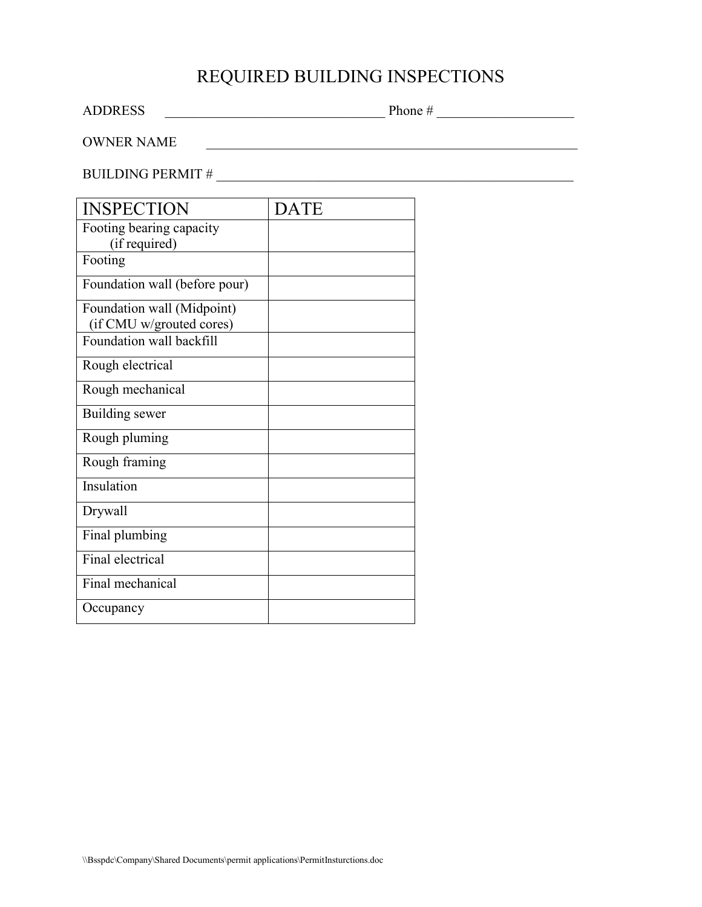# REQUIRED BUILDING INSPECTIONS

ADDRESS _______________________________ Phone # ___________________

OWNER NAME ____________________________________________________

BUILDING PERMIT # ______________________________________________

| INSPECTION | DATE |
|---|---|
| Footing bearing capacity (if required) | |
| Footing | |
| Foundation wall (before pour) | |
| Foundation wall (Midpoint) (if CMU w/grouted cores) | |
| Foundation wall backfill | |
| Rough electrical | |
| Rough mechanical | |
| Building sewer | |
| Rough pluming | |
| Rough framing | |
| Insulation | |
| Drywall | |
| Final plumbing | |
| Final electrical | |
| Final mechanical | |
| Occupancy | |

\\Bsspdc\Company\Shared Documents\permit applications\PermitInsurctions.doc